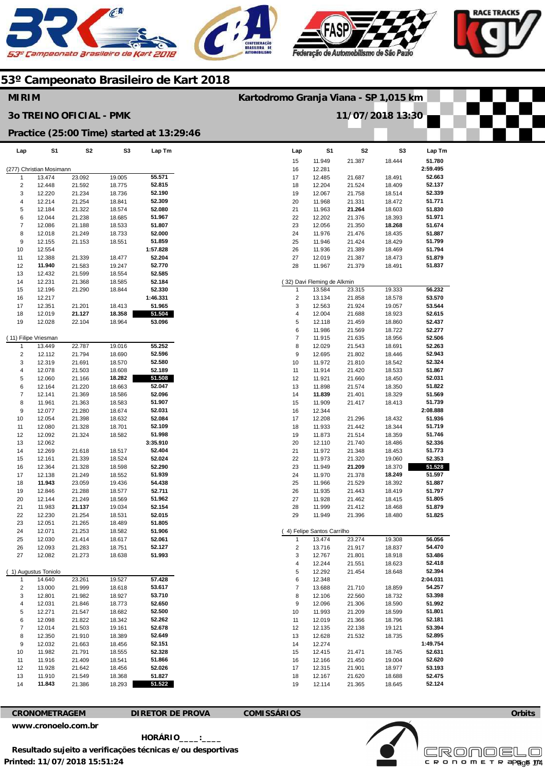# 53º Campeonato Brasileiro de Kart 2018

**MIRIM** — Kartodromo Granja Viana - SP 1,015 km

**3o TREINO OFICIAL - PMK** — 11/07/2018 13:30

**Practice (25:00 Time) started at 13:29:46**

**(277) Christian Mosimann**

| Lap | S1 | S2 | S3 | Lap Tm |
|---|---|---|---|---|
| 1 | 13.474 | 23.092 | 19.005 | 55.571 |
| 2 | 12.448 | 21.592 | 18.775 | 52.815 |
| 3 | 12.220 | 21.234 | 18.736 | 52.190 |
| 4 | 12.214 | 21.254 | 18.841 | 52.309 |
| 5 | 12.184 | 21.322 | 18.574 | 52.080 |
| 6 | 12.044 | 21.238 | 18.685 | 51.967 |
| 7 | 12.086 | 21.188 | 18.533 | 51.807 |
| 8 | 12.018 | 21.249 | 18.733 | 52.000 |
| 9 | 12.155 | 21.153 | 18.551 | 51.859 |
| 10 | 12.554 | | | 1:57.828 |
| 11 | 12.388 | 21.339 | 18.477 | 52.204 |
| 12 | **11.940** | 21.583 | 19.247 | 52.770 |
| 13 | 12.432 | 21.599 | 18.554 | 52.585 |
| 14 | 12.231 | 21.368 | 18.585 | 52.184 |
| 15 | 12.196 | 21.290 | 18.844 | 52.330 |
| 16 | 12.217 | | | 1:46.331 |
| 17 | 12.351 | 21.201 | 18.413 | 51.965 |
| 18 | 12.019 | **21.127** | **18.358** | **51.504** |
| 19 | 12.028 | 22.104 | 18.964 | 53.096 |

**( 11) Filipe Vriesman**

| Lap | S1 | S2 | S3 | Lap Tm |
|---|---|---|---|---|
| 1 | 13.449 | 22.787 | 19.016 | 55.252 |
| 2 | 12.112 | 21.794 | 18.690 | 52.596 |
| 3 | 12.319 | 21.691 | 18.570 | 52.580 |
| 4 | 12.078 | 21.503 | 18.608 | 52.189 |
| 5 | 12.060 | 21.166 | **18.282** | **51.508** |
| 6 | 12.164 | 21.220 | 18.663 | 52.047 |
| 7 | 12.141 | 21.369 | 18.586 | 52.096 |
| 8 | 11.961 | 21.363 | 18.583 | 51.907 |
| 9 | 12.077 | 21.280 | 18.674 | 52.031 |
| 10 | 12.054 | 21.398 | 18.632 | 52.084 |
| 11 | 12.080 | 21.328 | 18.701 | 52.109 |
| 12 | 12.092 | 21.324 | 18.582 | 51.998 |
| 13 | 12.062 | | | 3:35.910 |
| 14 | 12.269 | 21.618 | 18.517 | 52.404 |
| 15 | 12.161 | 21.339 | 18.524 | 52.024 |
| 16 | 12.364 | 21.328 | 18.598 | 52.290 |
| 17 | 12.138 | 21.249 | 18.552 | 51.939 |
| 18 | **11.943** | 23.059 | 19.436 | 54.438 |
| 19 | 12.846 | 21.288 | 18.577 | 52.711 |
| 20 | 12.144 | 21.249 | 18.569 | 51.962 |
| 21 | 11.983 | **21.137** | 19.034 | 52.154 |
| 22 | 12.230 | 21.254 | 18.531 | 52.015 |
| 23 | 12.051 | 21.265 | 18.489 | 51.805 |
| 24 | 12.071 | 21.253 | 18.582 | 51.906 |
| 25 | 12.030 | 21.414 | 18.617 | 52.061 |
| 26 | 12.093 | 21.283 | 18.751 | 52.127 |
| 27 | 12.082 | 21.273 | 18.638 | 51.993 |

**( 1) Augustus Toniolo**

| Lap | S1 | S2 | S3 | Lap Tm |
|---|---|---|---|---|
| 1 | 14.640 | 23.261 | 19.527 | 57.428 |
| 2 | 13.000 | 21.999 | 18.618 | 53.617 |
| 3 | 12.801 | 21.982 | 18.927 | 53.710 |
| 4 | 12.031 | 21.846 | 18.773 | 52.650 |
| 5 | 12.271 | 21.547 | 18.682 | 52.500 |
| 6 | 12.098 | 21.822 | 18.342 | 52.262 |
| 7 | 12.014 | 21.503 | 19.161 | 52.678 |
| 8 | 12.350 | 21.910 | 18.389 | 52.649 |
| 9 | 12.032 | 21.663 | 18.456 | 52.151 |
| 10 | 11.982 | 21.791 | 18.555 | 52.328 |
| 11 | 11.916 | 21.409 | 18.541 | 51.866 |
| 12 | 11.928 | 21.642 | 18.456 | 52.026 |
| 13 | 11.910 | 21.549 | 18.368 | 51.827 |
| 14 | **11.843** | 21.386 | 18.293 | **51.522** |
| 15 | 11.949 | 21.387 | 18.444 | 51.780 |
| 16 | 12.281 | | | 2:59.495 |
| 17 | 12.485 | 21.687 | 18.491 | 52.663 |
| 18 | 12.204 | 21.524 | 18.409 | 52.137 |
| 19 | 12.067 | 21.758 | 18.514 | 52.339 |
| 20 | 11.968 | 21.331 | 18.472 | 51.771 |
| 21 | 11.963 | **21.264** | 18.603 | 51.830 |
| 22 | 12.202 | 21.376 | 18.393 | 51.971 |
| 23 | 12.056 | 21.350 | **18.268** | 51.674 |
| 24 | 11.976 | 21.476 | 18.435 | 51.887 |
| 25 | 11.946 | 21.424 | 18.429 | 51.799 |
| 26 | 11.936 | 21.389 | 18.469 | 51.794 |
| 27 | 12.019 | 21.387 | 18.473 | 51.879 |
| 28 | 11.967 | 21.379 | 18.491 | 51.837 |

**( 32) Davi Fleming de Alkmin**

| Lap | S1 | S2 | S3 | Lap Tm |
|---|---|---|---|---|
| 1 | 13.584 | 23.315 | 19.333 | 56.232 |
| 2 | 13.134 | 21.858 | 18.578 | 53.570 |
| 3 | 12.563 | 21.924 | 19.057 | 53.544 |
| 4 | 12.004 | 21.688 | 18.923 | 52.615 |
| 5 | 12.118 | 21.459 | 18.860 | 52.437 |
| 6 | 11.986 | 21.569 | 18.722 | 52.277 |
| 7 | 11.915 | 21.635 | 18.956 | 52.506 |
| 8 | 12.029 | 21.543 | 18.691 | 52.263 |
| 9 | 12.695 | 21.802 | 18.446 | 52.943 |
| 10 | 11.972 | 21.810 | 18.542 | 52.324 |
| 11 | 11.914 | 21.420 | 18.533 | 51.867 |
| 12 | 11.921 | 21.660 | 18.450 | 52.031 |
| 13 | 11.898 | 21.574 | 18.350 | 51.822 |
| 14 | **11.839** | 21.401 | 18.329 | 51.569 |
| 15 | 11.909 | 21.417 | 18.413 | 51.739 |
| 16 | 12.344 | | | 2:08.888 |
| 17 | 12.208 | 21.296 | 18.432 | 51.936 |
| 18 | 11.933 | 21.442 | 18.344 | 51.719 |
| 19 | 11.873 | 21.514 | 18.359 | 51.746 |
| 20 | 12.110 | 21.740 | 18.486 | 52.336 |
| 21 | 11.972 | 21.348 | 18.453 | 51.773 |
| 22 | 11.973 | 21.320 | 19.060 | 52.353 |
| 23 | 11.949 | **21.209** | 18.370 | **51.528** |
| 24 | 11.970 | 21.378 | **18.249** | 51.597 |
| 25 | 11.966 | 21.529 | 18.392 | 51.887 |
| 26 | 11.935 | 21.443 | 18.419 | 51.797 |
| 27 | 11.928 | 21.462 | 18.415 | 51.805 |
| 28 | 11.999 | 21.412 | 18.468 | 51.879 |
| 29 | 11.949 | 21.396 | 18.480 | 51.825 |

**( 4) Felipe Santos Carrilho**

| Lap | S1 | S2 | S3 | Lap Tm |
|---|---|---|---|---|
| 1 | 13.474 | 23.274 | 19.308 | 56.056 |
| 2 | 13.716 | 21.917 | 18.837 | 54.470 |
| 3 | 12.767 | 21.801 | 18.918 | 53.486 |
| 4 | 12.244 | 21.551 | 18.623 | 52.418 |
| 5 | 12.292 | 21.454 | 18.648 | 52.394 |
| 6 | 12.348 | | | 2:04.031 |
| 7 | 13.688 | 21.710 | 18.859 | 54.257 |
| 8 | 12.106 | 22.560 | 18.732 | 53.398 |
| 9 | 12.096 | 21.306 | 18.590 | 51.992 |
| 10 | 11.993 | 21.209 | 18.599 | 51.801 |
| 11 | 12.019 | 21.366 | 18.796 | 52.181 |
| 12 | 12.135 | 22.138 | 19.121 | 53.394 |
| 13 | 12.628 | 21.532 | 18.735 | 52.895 |
| 14 | 12.274 | | | 1:49.754 |
| 15 | 12.415 | 21.471 | 18.745 | 52.631 |
| 16 | 12.166 | 21.450 | 19.004 | 52.620 |
| 17 | 12.315 | 21.901 | 18.977 | 53.193 |
| 18 | 12.167 | 21.620 | 18.688 | 52.475 |
| 19 | 12.114 | 21.365 | 18.645 | 52.124 |

**CRONOMETRAGEM** | **DIRETOR DE PROVA** | **COMISSÁRIOS** | **Orbits**

www.cronoelo.com.br

**HORÁRIO____:____**

**Resultado sujeito a verificações técnicas e/ou desportivas**

**Printed: 11/07/2018 15:51:24**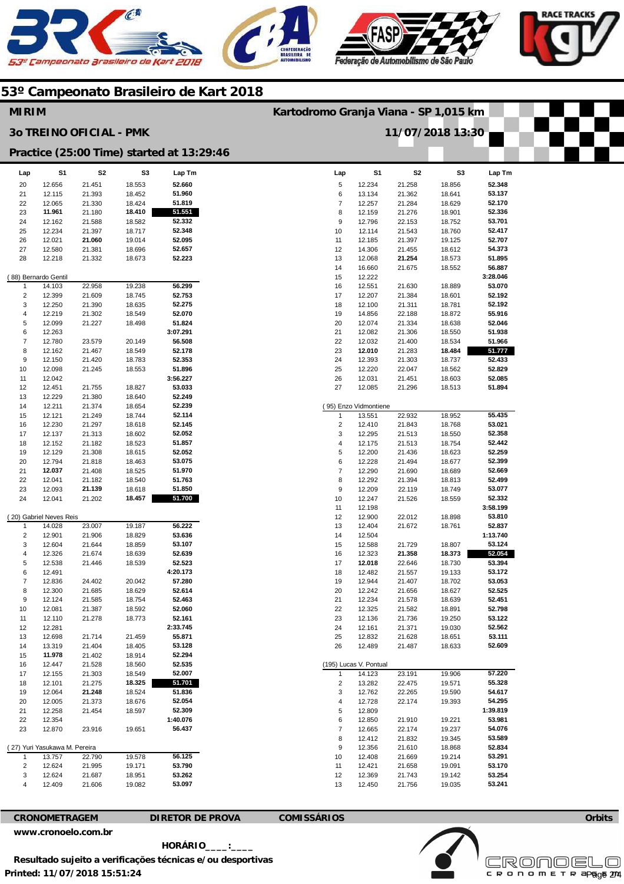# 53º Campeonato Brasileiro de Kart 2018

## MIRIM

**Kartodromo Granja Viana - SP 1,015 km**

### 3o TREINO OFICIAL - PMK

**11/07/2018 13:30**

### Practice (25:00 Time) started at 13:29:46

| Lap | S1 | S2 | S3 | Lap Tm |
|---|---|---|---|---|
| 20 | 12.656 | 21.451 | 18.553 | 52.660 |
| 21 | 12.115 | 21.393 | 18.452 | 51.960 |
| 22 | 12.065 | 21.330 | 18.424 | 51.819 |
| 23 | **11.961** | 21.180 | **18.410** | **51.551** |
| 24 | 12.162 | 21.588 | 18.582 | 52.332 |
| 25 | 12.234 | 21.397 | 18.717 | 52.348 |
| 26 | 12.021 | **21.060** | 19.014 | 52.095 |
| 27 | 12.580 | 21.381 | 18.696 | 52.657 |
| 28 | 12.218 | 21.332 | 18.673 | 52.223 |

**( 88) Bernardo Gentil**

| Lap | S1 | S2 | S3 | Lap Tm |
|---|---|---|---|---|
| 1 | 14.103 | 22.958 | 19.238 | 56.299 |
| 2 | 12.399 | 21.609 | 18.745 | 52.753 |
| 3 | 12.250 | 21.390 | 18.635 | 52.275 |
| 4 | 12.219 | 21.302 | 18.549 | 52.070 |
| 5 | 12.099 | 21.227 | 18.498 | 51.824 |
| 6 | 12.263 | | | 3:07.291 |
| 7 | 12.780 | 23.579 | 20.149 | 56.508 |
| 8 | 12.162 | 21.467 | 18.549 | 52.178 |
| 9 | 12.150 | 21.420 | 18.783 | 52.353 |
| 10 | 12.098 | 21.245 | 18.553 | 51.896 |
| 11 | 12.042 | | | 3:56.227 |
| 12 | 12.451 | 21.755 | 18.827 | 53.033 |
| 13 | 12.229 | 21.380 | 18.640 | 52.249 |
| 14 | 12.211 | 21.374 | 18.654 | 52.239 |
| 15 | 12.121 | 21.249 | 18.744 | 52.114 |
| 16 | 12.230 | 21.297 | 18.618 | 52.145 |
| 17 | 12.137 | 21.313 | 18.602 | 52.052 |
| 18 | 12.152 | 21.182 | 18.523 | 51.857 |
| 19 | 12.129 | 21.308 | 18.615 | 52.052 |
| 20 | 12.794 | 21.818 | 18.463 | 53.075 |
| 21 | **12.037** | 21.408 | 18.525 | 51.970 |
| 22 | 12.041 | 21.182 | 18.540 | 51.763 |
| 23 | 12.093 | **21.139** | 18.618 | 51.850 |
| 24 | 12.041 | 21.202 | **18.457** | **51.700** |

**( 20) Gabriel Neves Reis**

| Lap | S1 | S2 | S3 | Lap Tm |
|---|---|---|---|---|
| 1 | 14.028 | 23.007 | 19.187 | 56.222 |
| 2 | 12.901 | 21.906 | 18.829 | 53.636 |
| 3 | 12.604 | 21.644 | 18.859 | 53.107 |
| 4 | 12.326 | 21.674 | 18.639 | 52.639 |
| 5 | 12.538 | 21.446 | 18.539 | 52.523 |
| 6 | 12.491 | | | 4:20.173 |
| 7 | 12.836 | 24.402 | 20.042 | 57.280 |
| 8 | 12.300 | 21.685 | 18.629 | 52.614 |
| 9 | 12.124 | 21.585 | 18.754 | 52.463 |
| 10 | 12.081 | 21.387 | 18.592 | 52.060 |
| 11 | 12.110 | 21.278 | 18.773 | 52.161 |
| 12 | 12.281 | | | 2:33.745 |
| 13 | 12.698 | 21.714 | 21.459 | 55.871 |
| 14 | 13.319 | 21.404 | 18.405 | 53.128 |
| 15 | **11.978** | 21.402 | 18.914 | 52.294 |
| 16 | 12.447 | 21.528 | 18.560 | 52.535 |
| 17 | 12.155 | 21.303 | 18.549 | 52.007 |
| 18 | 12.101 | 21.275 | **18.325** | **51.701** |
| 19 | 12.064 | **21.248** | 18.524 | 51.836 |
| 20 | 12.005 | 21.373 | 18.676 | 52.054 |
| 21 | 12.258 | 21.454 | 18.597 | 52.309 |
| 22 | 12.354 | | | 1:40.076 |
| 23 | 12.870 | 23.916 | 19.651 | 56.437 |

**( 27) Yuri Yasukawa M. Pereira**

| Lap | S1 | S2 | S3 | Lap Tm |
|---|---|---|---|---|
| 1 | 13.757 | 22.790 | 19.578 | 56.125 |
| 2 | 12.624 | 21.995 | 19.171 | 53.790 |
| 3 | 12.624 | 21.687 | 18.951 | 53.262 |
| 4 | 12.409 | 21.606 | 19.082 | 53.097 |
| 5 | 12.234 | 21.258 | 18.856 | 52.348 |
| 6 | 13.134 | 21.362 | 18.641 | 53.137 |
| 7 | 12.257 | 21.284 | 18.629 | 52.170 |
| 8 | 12.159 | 21.276 | 18.901 | 52.336 |
| 9 | 12.796 | 22.153 | 18.752 | 53.701 |
| 10 | 12.114 | 21.543 | 18.760 | 52.417 |
| 11 | 12.185 | 21.397 | 19.125 | 52.707 |
| 12 | 14.306 | 21.455 | 18.612 | 54.373 |
| 13 | 12.068 | **21.254** | 18.573 | 51.895 |
| 14 | 16.660 | 21.675 | 18.552 | 56.887 |
| 15 | 12.222 | | | 3:28.046 |
| 16 | 12.551 | 21.630 | 18.889 | 53.070 |
| 17 | 12.207 | 21.384 | 18.601 | 52.192 |
| 18 | 12.100 | 21.311 | 18.781 | 52.192 |
| 19 | 14.856 | 22.188 | 18.872 | 55.916 |
| 20 | 12.074 | 21.334 | 18.638 | 52.046 |
| 21 | 12.082 | 21.306 | 18.550 | 51.938 |
| 22 | 12.032 | 21.400 | 18.534 | 51.966 |
| 23 | **12.010** | 21.283 | **18.484** | **51.777** |
| 24 | 12.393 | 21.303 | 18.737 | 52.433 |
| 25 | 12.220 | 22.047 | 18.562 | 52.829 |
| 26 | 12.031 | 21.451 | 18.603 | 52.085 |
| 27 | 12.085 | 21.296 | 18.513 | 51.894 |

**( 95) Enzo Vidmontiene**

| Lap | S1 | S2 | S3 | Lap Tm |
|---|---|---|---|---|
| 1 | 13.551 | 22.932 | 18.952 | 55.435 |
| 2 | 12.410 | 21.843 | 18.768 | 53.021 |
| 3 | 12.295 | 21.513 | 18.550 | 52.358 |
| 4 | 12.175 | 21.513 | 18.754 | 52.442 |
| 5 | 12.200 | 21.436 | 18.623 | 52.259 |
| 6 | 12.228 | 21.494 | 18.677 | 52.399 |
| 7 | 12.290 | 21.690 | 18.689 | 52.669 |
| 8 | 12.292 | 21.394 | 18.813 | 52.499 |
| 9 | 12.209 | 22.119 | 18.749 | 53.077 |
| 10 | 12.247 | 21.526 | 18.559 | 52.332 |
| 11 | 12.198 | | | 3:58.199 |
| 12 | 12.900 | 22.012 | 18.898 | 53.810 |
| 13 | 12.404 | 21.672 | 18.761 | 52.837 |
| 14 | 12.504 | | | 1:13.740 |
| 15 | 12.588 | 21.729 | 18.807 | 53.124 |
| 16 | 12.323 | **21.358** | **18.373** | **52.054** |
| 17 | **12.018** | 22.646 | 18.730 | 53.394 |
| 18 | 12.482 | 21.557 | 19.133 | 53.172 |
| 19 | 12.944 | 21.407 | 18.702 | 53.053 |
| 20 | 12.242 | 21.656 | 18.627 | 52.525 |
| 21 | 12.234 | 21.578 | 18.639 | 52.451 |
| 22 | 12.325 | 21.582 | 18.891 | 52.798 |
| 23 | 12.136 | 21.736 | 19.250 | 53.122 |
| 24 | 12.161 | 21.371 | 19.030 | 52.562 |
| 25 | 12.832 | 21.628 | 18.651 | 53.111 |
| 26 | 12.489 | 21.487 | 18.633 | 52.609 |

**(195) Lucas V. Pontual**

| Lap | S1 | S2 | S3 | Lap Tm |
|---|---|---|---|---|
| 1 | 14.123 | 23.191 | 19.906 | 57.220 |
| 2 | 13.282 | 22.475 | 19.571 | 55.328 |
| 3 | 12.762 | 22.265 | 19.590 | 54.617 |
| 4 | 12.728 | 22.174 | 19.393 | 54.295 |
| 5 | 12.809 | | | 1:39.819 |
| 6 | 12.850 | 21.910 | 19.221 | 53.981 |
| 7 | 12.665 | 22.174 | 19.237 | 54.076 |
| 8 | 12.412 | 21.832 | 19.345 | 53.589 |
| 9 | 12.356 | 21.610 | 18.868 | 52.834 |
| 10 | 12.408 | 21.669 | 19.214 | 53.291 |
| 11 | 12.421 | 21.658 | 19.091 | 53.170 |
| 12 | 12.369 | 21.743 | 19.142 | 53.254 |
| 13 | 12.450 | 21.756 | 19.035 | 53.241 |

**CRONOMETRAGEM** | **DIRETOR DE PROVA** | **COMISSÁRIOS** | **Orbits**

www.cronoelo.com.br

**HORÁRIO\_\_\_\_:\_\_\_\_**

**Resultado sujeito a verificações técnicas e/ou desportivas**

**Printed: 11/07/2018 15:51:24**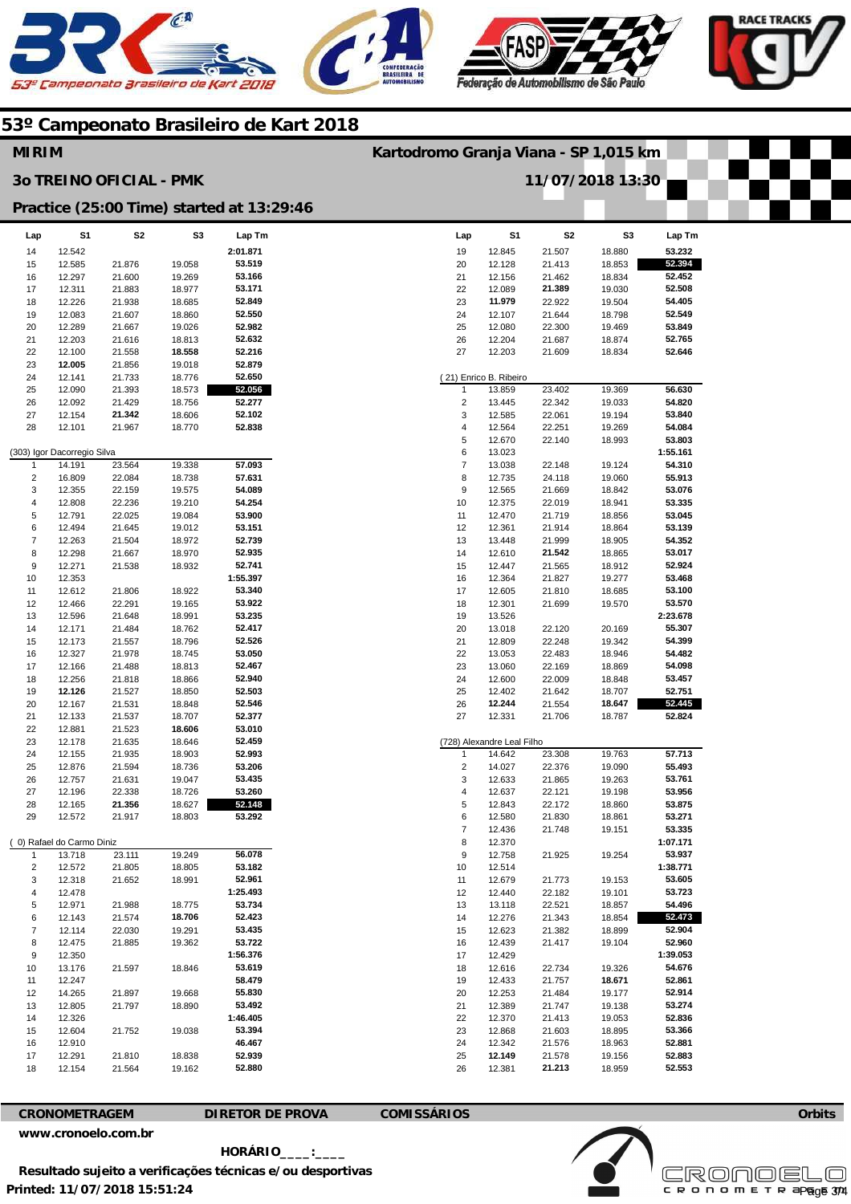# 53º Campeonato Brasileiro de Kart 2018

## MIRIM

**Kartodromo Granja Viana - SP 1,015 km**

**3o TREINO OFICIAL - PMK**

**11/07/2018 13:30**

**Practice (25:00 Time) started at 13:29:46**

| Lap | S1 | S2 | S3 | Lap Tm |
|---|---|---|---|---|
| 14 | 12.542 | | | 2:01.871 |
| 15 | 12.585 | 21.876 | 19.058 | 53.519 |
| 16 | 12.297 | 21.600 | 19.269 | 53.166 |
| 17 | 12.311 | 21.883 | 18.977 | 53.171 |
| 18 | 12.226 | 21.938 | 18.685 | 52.849 |
| 19 | 12.083 | 21.607 | 18.860 | 52.550 |
| 20 | 12.289 | 21.667 | 19.026 | 52.982 |
| 21 | 12.203 | 21.616 | 18.813 | 52.632 |
| 22 | 12.100 | 21.558 | **18.558** | 52.216 |
| 23 | **12.005** | 21.856 | 19.018 | 52.879 |
| 24 | 12.141 | 21.733 | 18.776 | 52.650 |
| 25 | 12.090 | 21.393 | 18.573 | **52.056** |
| 26 | 12.092 | 21.429 | 18.756 | 52.277 |
| 27 | 12.154 | **21.342** | 18.606 | 52.102 |
| 28 | 12.101 | 21.967 | 18.770 | 52.838 |

(303) Igor Dacorregio Silva

| Lap | S1 | S2 | S3 | Lap Tm |
|---|---|---|---|---|
| 1 | 14.191 | 23.564 | 19.338 | 57.093 |
| 2 | 16.809 | 22.084 | 18.738 | 57.631 |
| 3 | 12.355 | 22.159 | 19.575 | 54.089 |
| 4 | 12.808 | 22.236 | 19.210 | 54.254 |
| 5 | 12.791 | 22.025 | 19.084 | 53.900 |
| 6 | 12.494 | 21.645 | 19.012 | 53.151 |
| 7 | 12.263 | 21.504 | 18.972 | 52.739 |
| 8 | 12.298 | 21.667 | 18.970 | 52.935 |
| 9 | 12.271 | 21.538 | 18.932 | 52.741 |
| 10 | 12.353 | | | 1:55.397 |
| 11 | 12.612 | 21.806 | 18.922 | 53.340 |
| 12 | 12.466 | 22.291 | 19.165 | 53.922 |
| 13 | 12.596 | 21.648 | 18.991 | 53.235 |
| 14 | 12.171 | 21.484 | 18.762 | 52.417 |
| 15 | 12.173 | 21.557 | 18.796 | 52.526 |
| 16 | 12.327 | 21.978 | 18.745 | 53.050 |
| 17 | 12.166 | 21.488 | 18.813 | 52.467 |
| 18 | 12.256 | 21.818 | 18.866 | 52.940 |
| 19 | **12.126** | 21.527 | 18.850 | 52.503 |
| 20 | 12.167 | 21.531 | 18.848 | 52.546 |
| 21 | 12.133 | 21.537 | 18.707 | 52.377 |
| 22 | 12.881 | 21.523 | **18.606** | 53.010 |
| 23 | 12.178 | 21.635 | 18.646 | 52.459 |
| 24 | 12.155 | 21.935 | 18.903 | 52.993 |
| 25 | 12.876 | 21.594 | 18.736 | 53.206 |
| 26 | 12.757 | 21.631 | 19.047 | 53.435 |
| 27 | 12.196 | 22.338 | 18.726 | 53.260 |
| 28 | 12.165 | **21.356** | 18.627 | **52.148** |
| 29 | 12.572 | 21.917 | 18.803 | 53.292 |

( 0) Rafael do Carmo Diniz

| Lap | S1 | S2 | S3 | Lap Tm |
|---|---|---|---|---|
| 1 | 13.718 | 23.111 | 19.249 | 56.078 |
| 2 | 12.572 | 21.805 | 18.805 | 53.182 |
| 3 | 12.318 | 21.652 | 18.991 | 52.961 |
| 4 | 12.478 | | | 1:25.493 |
| 5 | 12.971 | 21.988 | 18.775 | 53.734 |
| 6 | 12.143 | 21.574 | **18.706** | 52.423 |
| 7 | 12.114 | 22.030 | 19.291 | 53.435 |
| 8 | 12.475 | 21.885 | 19.362 | 53.722 |
| 9 | 12.350 | | | 1:56.376 |
| 10 | 13.176 | 21.597 | 18.846 | 53.619 |
| 11 | 12.247 | | | 58.479 |
| 12 | 14.265 | 21.897 | 19.668 | 55.830 |
| 13 | 12.805 | 21.797 | 18.890 | 53.492 |
| 14 | 12.326 | | | 1:46.405 |
| 15 | 12.604 | 21.752 | 19.038 | 53.394 |
| 16 | 12.910 | | | 46.467 |
| 17 | 12.291 | 21.810 | 18.838 | 52.939 |
| 18 | 12.154 | 21.564 | 19.162 | 52.880 |

| Lap | S1 | S2 | S3 | Lap Tm |
|---|---|---|---|---|
| 19 | 12.845 | 21.507 | 18.880 | 53.232 |
| 20 | 12.128 | 21.413 | 18.853 | **52.394** |
| 21 | 12.156 | 21.462 | 18.834 | 52.452 |
| 22 | 12.089 | **21.389** | 19.030 | 52.508 |
| 23 | **11.979** | 22.922 | 19.504 | 54.405 |
| 24 | 12.107 | 21.644 | 18.798 | 52.549 |
| 25 | 12.080 | 22.300 | 19.469 | 53.849 |
| 26 | 12.204 | 21.687 | 18.874 | 52.765 |
| 27 | 12.203 | 21.609 | 18.834 | 52.646 |

( 21) Enrico B. Ribeiro

| Lap | S1 | S2 | S3 | Lap Tm |
|---|---|---|---|---|
| 1 | 13.859 | 23.402 | 19.369 | 56.630 |
| 2 | 13.445 | 22.342 | 19.033 | 54.820 |
| 3 | 12.585 | 22.061 | 19.194 | 53.840 |
| 4 | 12.564 | 22.251 | 19.269 | 54.084 |
| 5 | 12.670 | 22.140 | 18.993 | 53.803 |
| 6 | 13.023 | | | 1:55.161 |
| 7 | 13.038 | 22.148 | 19.124 | 54.310 |
| 8 | 12.735 | 24.118 | 19.060 | 55.913 |
| 9 | 12.565 | 21.669 | 18.842 | 53.076 |
| 10 | 12.375 | 22.019 | 18.941 | 53.335 |
| 11 | 12.470 | 21.719 | 18.856 | 53.045 |
| 12 | 12.361 | 21.914 | 18.864 | 53.139 |
| 13 | 13.448 | 21.999 | 18.905 | 54.352 |
| 14 | 12.610 | **21.542** | 18.865 | 53.017 |
| 15 | 12.447 | 21.565 | 18.912 | 52.924 |
| 16 | 12.364 | 21.827 | 19.277 | 53.468 |
| 17 | 12.605 | 21.810 | 18.685 | 53.100 |
| 18 | 12.301 | 21.699 | 19.570 | 53.570 |
| 19 | 13.526 | | | 2:23.678 |
| 20 | 13.018 | 22.120 | 20.169 | 55.307 |
| 21 | 12.809 | 22.248 | 19.342 | 54.399 |
| 22 | 13.053 | 22.483 | 18.946 | 54.482 |
| 23 | 13.060 | 22.169 | 18.869 | 54.098 |
| 24 | 12.600 | 22.009 | 18.848 | 53.457 |
| 25 | 12.402 | 21.642 | 18.707 | 52.751 |
| 26 | **12.244** | 21.554 | **18.647** | **52.445** |
| 27 | 12.331 | 21.706 | 18.787 | 52.824 |

(728) Alexandre Leal Filho

| Lap | S1 | S2 | S3 | Lap Tm |
|---|---|---|---|---|
| 1 | 14.642 | 23.308 | 19.763 | 57.713 |
| 2 | 14.027 | 22.376 | 19.090 | 55.493 |
| 3 | 12.633 | 21.865 | 19.263 | 53.761 |
| 4 | 12.637 | 22.121 | 19.198 | 53.956 |
| 5 | 12.843 | 22.172 | 18.860 | 53.875 |
| 6 | 12.580 | 21.830 | 18.861 | 53.271 |
| 7 | 12.436 | 21.748 | 19.151 | 53.335 |
| 8 | 12.370 | | | 1:07.171 |
| 9 | 12.758 | 21.925 | 19.254 | 53.937 |
| 10 | 12.514 | | | 1:38.771 |
| 11 | 12.679 | 21.773 | 19.153 | 53.605 |
| 12 | 12.440 | 22.182 | 19.101 | 53.723 |
| 13 | 13.118 | 22.521 | 18.857 | 54.496 |
| 14 | 12.276 | 21.343 | 18.854 | **52.473** |
| 15 | 12.623 | 21.382 | 18.899 | 52.904 |
| 16 | 12.439 | 21.417 | 19.104 | 52.960 |
| 17 | 12.429 | | | 1:39.053 |
| 18 | 12.616 | 22.734 | 19.326 | 54.676 |
| 19 | 12.433 | 21.757 | **18.671** | 52.861 |
| 20 | 12.253 | 21.484 | 19.177 | 52.914 |
| 21 | 12.389 | 21.747 | 19.138 | 53.274 |
| 22 | 12.370 | 21.413 | 19.053 | 52.836 |
| 23 | 12.868 | 21.603 | 18.895 | 53.366 |
| 24 | 12.342 | 21.576 | 18.963 | 52.881 |
| 25 | **12.149** | 21.578 | 19.156 | 52.883 |
| 26 | 12.381 | **21.213** | 18.959 | 52.553 |

**CRONOMETRAGEM** **DIRETOR DE PROVA** **COMISSÁRIOS** **Orbits**

www.cronoelo.com.br

**HORÁRIO\_\_\_\_:\_\_\_\_**

**Resultado sujeito a verificações técnicas e/ou desportivas**

**Printed: 11/07/2018 15:51:24**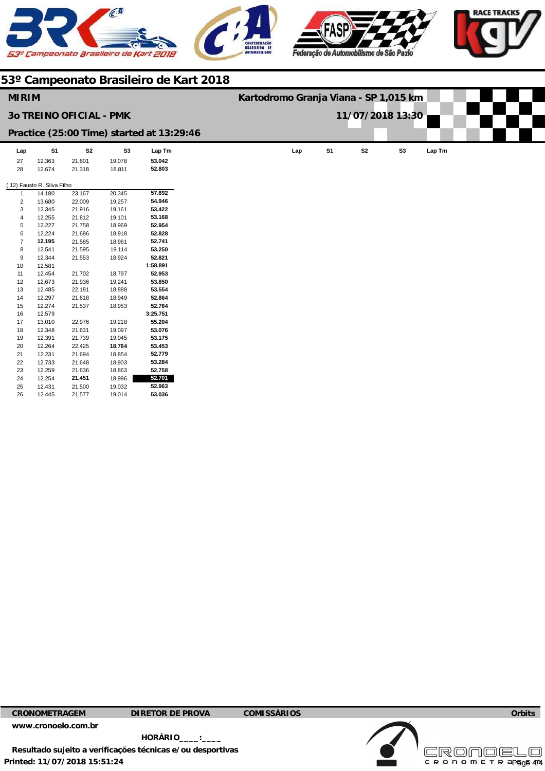## 53º Campeonato Brasileiro de Kart 2018

**MIRIM** — Kartodromo Granja Viana - SP 1,015 km

**3o TREINO OFICIAL - PMK** — 11/07/2018 13:30

**Practice (25:00 Time) started at 13:29:46**

| Lap | S1 | S2 | S3 | Lap Tm |
|---|---|---|---|---|
| 27 | 12.363 | 21.601 | 19.078 | 53.042 |
| 28 | 12.674 | 21.318 | 18.811 | 52.803 |

( 12) Fausto R. Silva Filho

| Lap | S1 | S2 | S3 | Lap Tm |
|---|---|---|---|---|
| 1 | 14.180 | 23.167 | 20.345 | 57.692 |
| 2 | 13.680 | 22.009 | 19.257 | 54.946 |
| 3 | 12.345 | 21.916 | 19.161 | 53.422 |
| 4 | 12.255 | 21.812 | 19.101 | 53.168 |
| 5 | 12.227 | 21.758 | 18.969 | 52.954 |
| 6 | 12.224 | 21.686 | 18.918 | 52.828 |
| 7 | **12.195** | 21.585 | 18.961 | 52.741 |
| 8 | 12.541 | 21.595 | 19.114 | 53.250 |
| 9 | 12.344 | 21.553 | 18.924 | 52.821 |
| 10 | 12.581 | | | 1:58.891 |
| 11 | 12.454 | 21.702 | 18.797 | 52.953 |
| 12 | 12.673 | 21.936 | 19.241 | 53.850 |
| 13 | 12.485 | 22.181 | 18.888 | 53.554 |
| 14 | 12.297 | 21.618 | 18.949 | 52.864 |
| 15 | 12.274 | 21.537 | 18.953 | 52.764 |
| 16 | 12.579 | | | 3:25.751 |
| 17 | 13.010 | 22.976 | 19.218 | 55.204 |
| 18 | 12.348 | 21.631 | 19.097 | 53.076 |
| 19 | 12.391 | 21.739 | 19.045 | 53.175 |
| 20 | 12.264 | 22.425 | **18.764** | 53.453 |
| 21 | 12.231 | 21.694 | 18.854 | 52.779 |
| 22 | 12.733 | 21.648 | 18.903 | 53.284 |
| 23 | 12.259 | 21.636 | 18.863 | 52.758 |
| 24 | 12.254 | **21.451** | 18.996 | **52.701** |
| 25 | 12.431 | 21.500 | 19.032 | 52.963 |
| 26 | 12.445 | 21.577 | 19.014 | 53.036 |

**CRONOMETRAGEM** | **DIRETOR DE PROVA** | **COMISSÁRIOS** | **Orbits**

www.cronoelo.com.br

**HORÁRIO\_\_\_\_:\_\_\_\_**

**Resultado sujeito a verificações técnicas e/ou desportivas**

**Printed: 11/07/2018 15:51:24**